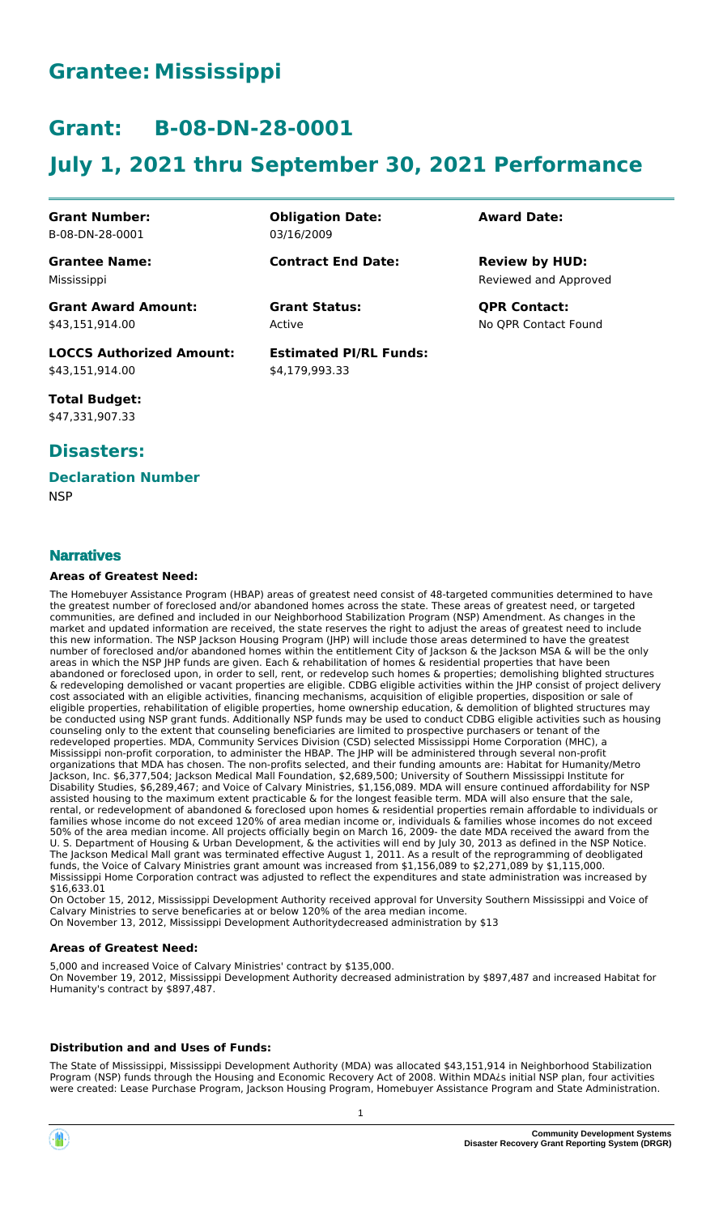# Grantee: Mississippi

# Grant: B-08-DN-28-0001

# July 1, 2021 thru September 30, 2021 Performance

| | | |
|---|---|---|
| **Grant Number:** B-08-DN-28-0001 | **Obligation Date:** 03/16/2009 | **Award Date:** |
| **Grantee Name:** Mississippi | **Contract End Date:** | **Review by HUD:** Reviewed and Approved |
| **Grant Award Amount:** $43,151,914.00 | **Grant Status:** Active | **QPR Contact:** No QPR Contact Found |
| **LOCCS Authorized Amount:** $43,151,914.00 | **Estimated PI/RL Funds:** $4,179,993.33 | |
| **Total Budget:** $47,331,907.33 | | |

## Disasters:

### Declaration Number

NSP

## Narratives

### Areas of Greatest Need:

The Homebuyer Assistance Program (HBAP) areas of greatest need consist of 48-targeted communities determined to have the greatest number of foreclosed and/or abandoned homes across the state. These areas of greatest need, or targeted communities, are defined and included in our Neighborhood Stabilization Program (NSP) Amendment. As changes in the market and updated information are received, the state reserves the right to adjust the areas of greatest need to include this new information. The NSP Jackson Housing Program (JHP) will include those areas determined to have the greatest number of foreclosed and/or abandoned homes within the entitlement City of Jackson & the Jackson MSA & will be the only areas in which the NSP JHP funds are given. Each & rehabilitation of homes & residential properties that have been abandoned or foreclosed upon, in order to sell, rent, or redevelop such homes & properties; demolishing blighted structures & redeveloping demolished or vacant properties are eligible. CDBG eligible activities within the JHP consist of project delivery cost associated with an eligible activities, financing mechanisms, acquisition of eligible properties, disposition or sale of eligible properties, rehabilitation of eligible properties, home ownership education, & demolition of blighted structures may be conducted using NSP grant funds. Additionally NSP funds may be used to conduct CDBG eligible activities such as housing counseling only to the extent that counseling beneficiaries are limited to prospective purchasers or tenant of the redeveloped properties. MDA, Community Services Division (CSD) selected Mississippi Home Corporation (MHC), a Mississippi non-profit corporation, to administer the HBAP. The JHP will be administered through several non-profit organizations that MDA has chosen. The non-profits selected, and their funding amounts are: Habitat for Humanity/Metro Jackson, Inc. $6,377,504; Jackson Medical Mall Foundation, $2,689,500; University of Southern Mississippi Institute for Disability Studies, $6,289,467; and Voice of Calvary Ministries, $1,156,089. MDA will ensure continued affordability for NSP assisted housing to the maximum extent practicable & for the longest feasible term. MDA will also ensure that the sale, rental, or redevelopment of abandoned & foreclosed upon homes & residential properties remain affordable to individuals or families whose income do not exceed 120% of area median income or, individuals & families whose incomes do not exceed 50% of the area median income. All projects officially begin on March 16, 2009- the date MDA received the award from the U. S. Department of Housing & Urban Development, & the activities will end by July 30, 2013 as defined in the NSP Notice. The Jackson Medical Mall grant was terminated effective August 1, 2011. As a result of the reprogramming of deobligated funds, the Voice of Calvary Ministries grant amount was increased from $1,156,089 to $2,271,089 by $1,115,000. Mississippi Home Corporation contract was adjusted to reflect the expenditures and state administration was increased by $16,633.01

On October 15, 2012, Mississippi Development Authority received approval for Unversity Southern Mississippi and Voice of Calvary Ministries to serve beneficaries at or below 120% of the area median income.

On November 13, 2012, Mississippi Development Authoritydecreased administration by $13

### Areas of Greatest Need:

5,000 and increased Voice of Calvary Ministries' contract by $135,000.

On November 19, 2012, Mississippi Development Authority decreased administration by $897,487 and increased Habitat for Humanity's contract by $897,487.

### Distribution and and Uses of Funds:

The State of Mississippi, Mississippi Development Authority (MDA) was allocated $43,151,914 in Neighborhood Stabilization Program (NSP) funds through the Housing and Economic Recovery Act of 2008. Within MDA¿s initial NSP plan, four activities were created: Lease Purchase Program, Jackson Housing Program, Homebuyer Assistance Program and State Administration.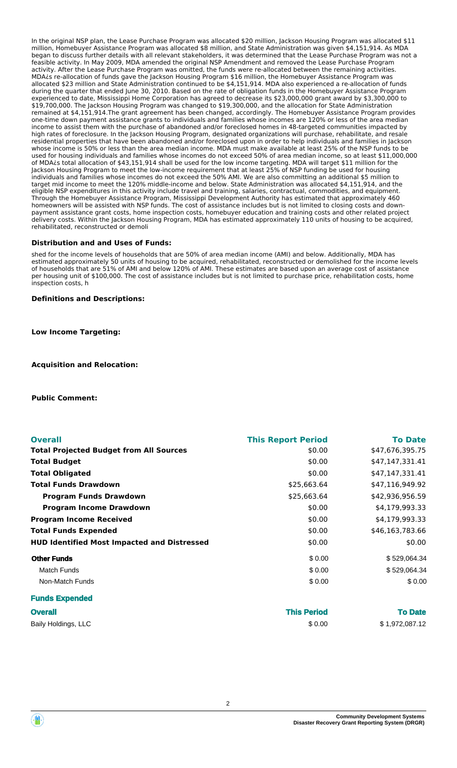In the original NSP plan, the Lease Purchase Program was allocated $20 million, Jackson Housing Program was allocated $11 million, Homebuyer Assistance Program was allocated $8 million, and State Administration was given $4,151,914. As MDA began to discuss further details with all relevant stakeholders, it was determined that the Lease Purchase Program was not a feasible activity. In May 2009, MDA amended the original NSP Amendment and removed the Lease Purchase Program activity. After the Lease Purchase Program was omitted, the funds were re-allocated between the remaining activities. MDA¿s re-allocation of funds gave the Jackson Housing Program $16 million, the Homebuyer Assistance Program was allocated $23 million and State Administration continued to be $4,151,914. MDA also experienced a re-allocation of funds during the quarter that ended June 30, 2010. Based on the rate of obligation funds in the Homebuyer Assistance Program experienced to date, Mississippi Home Corporation has agreed to decrease its $23,000,000 grant award by $3,300,000 to $19,700,000. The Jackson Housing Program was changed to $19,300,000, and the allocation for State Administration remained at $4,151,914.The grant agreement has been changed, accordingly. The Homebuyer Assistance Program provides one-time down payment assistance grants to individuals and families whose incomes are 120% or less of the area median income to assist them with the purchase of abandoned and/or foreclosed homes in 48-targeted communities impacted by high rates of foreclosure. In the Jackson Housing Program, designated organizations will purchase, rehabilitate, and resale residential properties that have been abandoned and/or foreclosed upon in order to help individuals and families in Jackson whose income is 50% or less than the area median income. MDA must make available at least 25% of the NSP funds to be used for housing individuals and families whose incomes do not exceed 50% of area median income, so at least $11,000,000 of MDA¿s total allocation of $43,151,914 shall be used for the low income targeting. MDA will target $11 million for the Jackson Housing Program to meet the low-income requirement that at least 25% of NSP funding be used for housing individuals and families whose incomes do not exceed the 50% AMI. We are also committing an additional $5 million to target mid income to meet the 120% middle-income and below. State Administration was allocated $4,151,914, and the eligible NSP expenditures in this activity include travel and training, salaries, contractual, commodities, and equipment. Through the Homebuyer Assistance Program, Mississippi Development Authority has estimated that approximately 460 homeowners will be assisted with NSP funds. The cost of assistance includes but is not limited to closing costs and down-payment assistance grant costs, home inspection costs, homebuyer education and training costs and other related project delivery costs. Within the Jackson Housing Program, MDA has estimated approximately 110 units of housing to be acquired, rehabilitated, reconstructed or demoli

**Distribution and and Uses of Funds:**

shed for the income levels of households that are 50% of area median income (AMI) and below. Additionally, MDA has estimated approximately 50 units of housing to be acquired, rehabilitated, reconstructed or demolished for the income levels of households that are 51% of AMI and below 120% of AMI. These estimates are based upon an average cost of assistance per housing unit of $100,000. The cost of assistance includes but is not limited to purchase price, rehabilitation costs, home inspection costs, h

**Definitions and Descriptions:**

**Low Income Targeting:**

**Acquisition and Relocation:**

**Public Comment:**

| Overall | This Report Period | To Date |
|---|---|---|
| **Total Projected Budget from All Sources** | $0.00 | $47,676,395.75 |
| **Total Budget** | $0.00 | $47,147,331.41 |
| **Total Obligated** | $0.00 | $47,147,331.41 |
| **Total Funds Drawdown** | $25,663.64 | $47,116,949.92 |
| **Program Funds Drawdown** | $25,663.64 | $42,936,956.59 |
| **Program Income Drawdown** | $0.00 | $4,179,993.33 |
| **Program Income Received** | $0.00 | $4,179,993.33 |
| **Total Funds Expended** | $0.00 | $46,163,783.66 |
| **HUD Identified Most Impacted and Distressed** | $0.00 | $0.00 |
| **Other Funds** | $ 0.00 | $ 529,064.34 |
| Match Funds | $ 0.00 | $ 529,064.34 |
| Non-Match Funds | $ 0.00 | $ 0.00 |

**Funds Expended**

| Overall | This Period | To Date |
|---|---|---|
| Baily Holdings, LLC | $ 0.00 | $ 1,972,087.12 |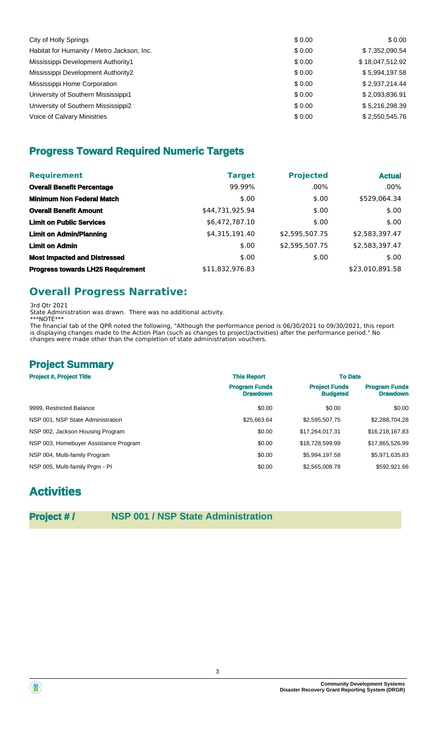| | | |
|---|---|---|
| City of Holly Springs | $ 0.00 | $ 0.00 |
| Habitat for Humanity / Metro Jackson, Inc. | $ 0.00 | $ 7,352,090.54 |
| Mississippi Development Authority1 | $ 0.00 | $ 18,047,512.92 |
| Mississippi Development Authority2 | $ 0.00 | $ 5,994,197.58 |
| Mississippi Home Corporation | $ 0.00 | $ 2,937,214.44 |
| University of Southern Mississippi1 | $ 0.00 | $ 2,093,836.91 |
| University of Southern Mississippi2 | $ 0.00 | $ 5,216,298.39 |
| Voice of Calvary Ministries | $ 0.00 | $ 2,550,545.76 |

## Progress Toward Required Numeric Targets

| Requirement | Target | Projected | Actual |
|---|---|---|---|
| **Overall Benefit Percentage** | 99.99% | .00% | .00% |
| **Minimum Non Federal Match** | $.00 | $.00 | $529,064.34 |
| **Overall Benefit Amount** | $44,731,925.94 | $.00 | $.00 |
| **Limit on Public Services** | $6,472,787.10 | $.00 | $.00 |
| **Limit on Admin/Planning** | $4,315,191.40 | $2,595,507.75 | $2,583,397.47 |
| **Limit on Admin** | $.00 | $2,595,507.75 | $2,583,397.47 |
| **Most Impacted and Distressed** | $.00 | $.00 | $.00 |
| **Progress towards LH25 Requirement** | $11,832,976.83 | | $23,010,891.58 |

## Overall Progress Narrative:

3rd Qtr 2021
State Administration was drawn. There was no additional activity.
***NOTE***
The financial tab of the QPR noted the following, "Although the performance period is 06/30/2021 to 09/30/2021, this report is displaying changes made to the Action Plan (such as changes to project/activities) after the performance period." No changes were made other than the completion of state administration vouchers.

## Project Summary

| Project #, Project Title | This Report | To Date | |
|---|---|---|---|
| | Program Funds Drawdown | Project Funds Budgeted | Program Funds Drawdown |
| 9999, Restricted Balance | $0.00 | $0.00 | $0.00 |
| NSP 001, NSP State Administration | $25,663.64 | $2,595,507.75 | $2,288,704.28 |
| NSP 002, Jackson Housing Program | $0.00 | $17,264,017.31 | $16,218,167.83 |
| NSP 003, Homebuyer Assistance Program | $0.00 | $18,728,599.99 | $17,865,526.99 |
| NSP 004, Multi-family Program | $0.00 | $5,994,197.58 | $5,971,635.83 |
| NSP 005, Multi-family Prgm - PI | $0.00 | $2,565,008.78 | $592,921.66 |

# Activities

**Project # / NSP 001 / NSP State Administration**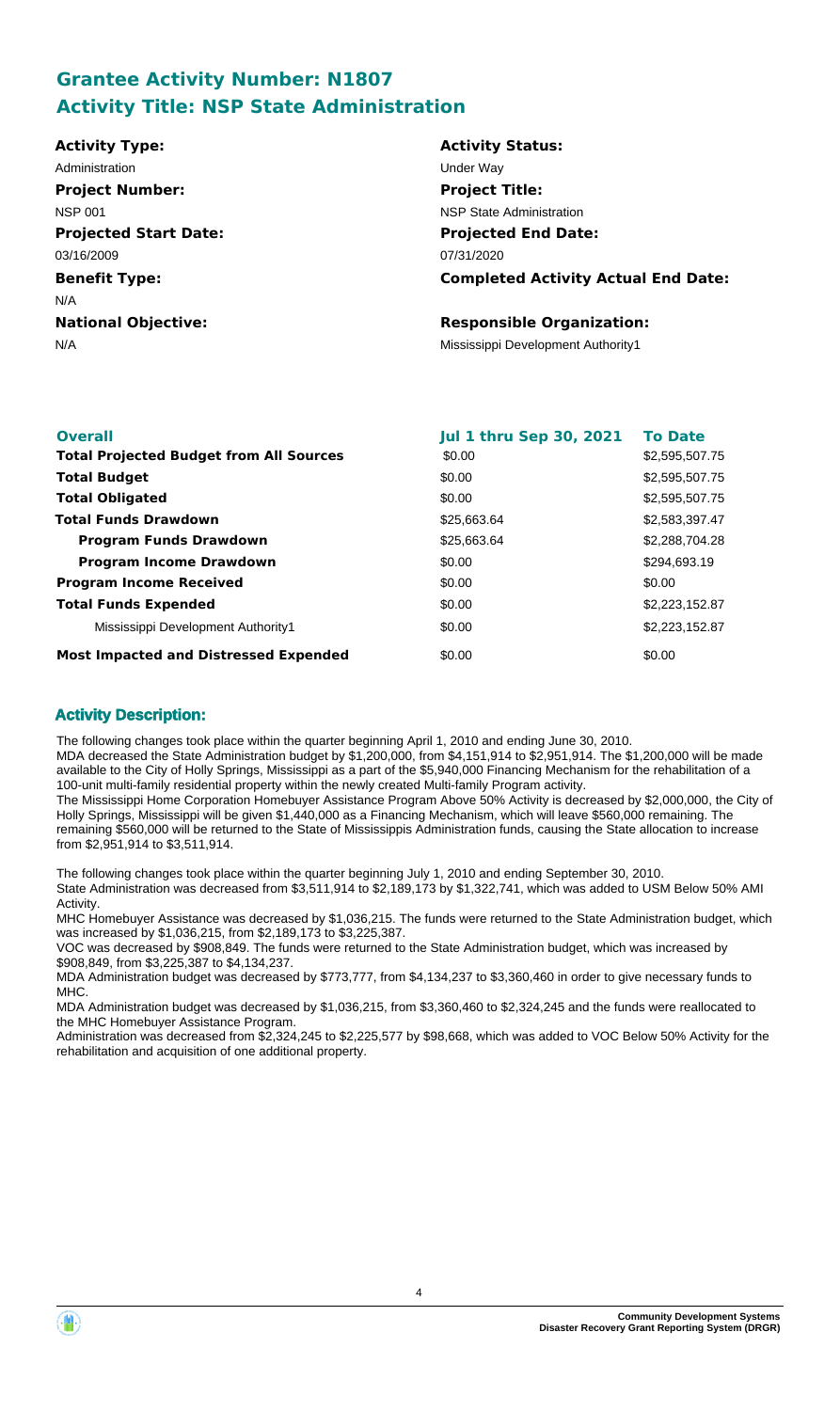## Grantee Activity Number: N1807
## Activity Title: NSP State Administration

**Activity Type:**
Administration

**Activity Status:**
Under Way

**Project Number:**
NSP 001

**Project Title:**
NSP State Administration

**Projected Start Date:**
03/16/2009

**Projected End Date:**
07/31/2020

**Benefit Type:**
N/A

**Completed Activity Actual End Date:**

**National Objective:**
N/A

**Responsible Organization:**
Mississippi Development Authority1

| Overall | Jul 1 thru Sep 30, 2021 | To Date |
|---|---|---|
| **Total Projected Budget from All Sources** | $0.00 | $2,595,507.75 |
| **Total Budget** | $0.00 | $2,595,507.75 |
| **Total Obligated** | $0.00 | $2,595,507.75 |
| **Total Funds Drawdown** | $25,663.64 | $2,583,397.47 |
| **Program Funds Drawdown** | $25,663.64 | $2,288,704.28 |
| **Program Income Drawdown** | $0.00 | $294,693.19 |
| **Program Income Received** | $0.00 | $0.00 |
| **Total Funds Expended** | $0.00 | $2,223,152.87 |
| Mississippi Development Authority1 | $0.00 | $2,223,152.87 |
| **Most Impacted and Distressed Expended** | $0.00 | $0.00 |

### Activity Description:

The following changes took place within the quarter beginning April 1, 2010 and ending June 30, 2010.
MDA decreased the State Administration budget by $1,200,000, from $4,151,914 to $2,951,914. The $1,200,000 will be made available to the City of Holly Springs, Mississippi as a part of the $5,940,000 Financing Mechanism for the rehabilitation of a 100-unit multi-family residential property within the newly created Multi-family Program activity.
The Mississippi Home Corporation Homebuyer Assistance Program Above 50% Activity is decreased by $2,000,000, the City of Holly Springs, Mississippi will be given $1,440,000 as a Financing Mechanism, which will leave $560,000 remaining. The remaining $560,000 will be returned to the State of Mississippis Administration funds, causing the State allocation to increase from $2,951,914 to $3,511,914.

The following changes took place within the quarter beginning July 1, 2010 and ending September 30, 2010.
State Administration was decreased from $3,511,914 to $2,189,173 by $1,322,741, which was added to USM Below 50% AMI Activity.
MHC Homebuyer Assistance was decreased by $1,036,215. The funds were returned to the State Administration budget, which was increased by $1,036,215, from $2,189,173 to $3,225,387.
VOC was decreased by $908,849. The funds were returned to the State Administration budget, which was increased by $908,849, from $3,225,387 to $4,134,237.
MDA Administration budget was decreased by $773,777, from $4,134,237 to $3,360,460 in order to give necessary funds to MHC.
MDA Administration budget was decreased by $1,036,215, from $3,360,460 to $2,324,245 and the funds were reallocated to the MHC Homebuyer Assistance Program.
Administration was decreased from $2,324,245 to $2,225,577 by $98,668, which was added to VOC Below 50% Activity for the rehabilitation and acquisition of one additional property.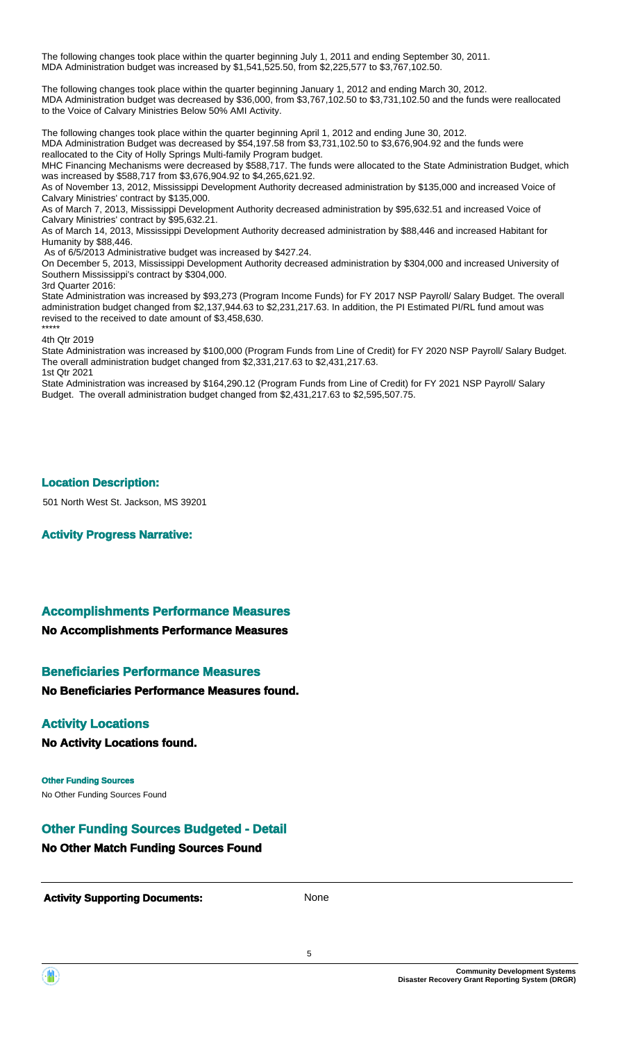The following changes took place within the quarter beginning July 1, 2011 and ending September 30, 2011.
MDA Administration budget was increased by $1,541,525.50, from $2,225,577 to $3,767,102.50.

The following changes took place within the quarter beginning January 1, 2012 and ending March 30, 2012.
MDA Administration budget was decreased by $36,000, from $3,767,102.50 to $3,731,102.50 and the funds were reallocated to the Voice of Calvary Ministries Below 50% AMI Activity.

The following changes took place within the quarter beginning April 1, 2012 and ending June 30, 2012.
MDA Administration Budget was decreased by $54,197.58 from $3,731,102.50 to $3,676,904.92 and the funds were reallocated to the City of Holly Springs Multi-family Program budget.
MHC Financing Mechanisms were decreased by $588,717. The funds were allocated to the State Administration Budget, which was increased by $588,717 from $3,676,904.92 to $4,265,621.92.
As of November 13, 2012, Mississippi Development Authority decreased administration by $135,000 and increased Voice of Calvary Ministries' contract by $135,000.
As of March 7, 2013, Mississippi Development Authority decreased administration by $95,632.51 and increased Voice of Calvary Ministries' contract by $95,632.21.
As of March 14, 2013, Mississippi Development Authority decreased administration by $88,446 and increased Habitant for Humanity by $88,446.
As of 6/5/2013 Administrative budget was increased by $427.24.
On December 5, 2013, Mississippi Development Authority decreased administration by $304,000 and increased University of Southern Mississippi's contract by $304,000.
3rd Quarter 2016:
State Administration was increased by $93,273 (Program Income Funds) for FY 2017 NSP Payroll/ Salary Budget. The overall administration budget changed from $2,137,944.63 to $2,231,217.63. In addition, the PI Estimated PI/RL fund amout was revised to the received to date amount of $3,458,630.
*****
4th Qtr 2019
State Administration was increased by $100,000 (Program Funds from Line of Credit) for FY 2020 NSP Payroll/ Salary Budget. The overall administration budget changed from $2,331,217.63 to $2,431,217.63.
1st Qtr 2021
State Administration was increased by $164,290.12 (Program Funds from Line of Credit) for FY 2021 NSP Payroll/ Salary Budget. The overall administration budget changed from $2,431,217.63 to $2,595,507.75.

### Location Description:

501 North West St. Jackson, MS 39201

### Activity Progress Narrative:

## Accomplishments Performance Measures

**No Accomplishments Performance Measures**

## Beneficiaries Performance Measures

**No Beneficiaries Performance Measures found.**

## Activity Locations

**No Activity Locations found.**

**Other Funding Sources**

No Other Funding Sources Found

## Other Funding Sources Budgeted - Detail

**No Other Match Funding Sources Found**

**Activity Supporting Documents:** None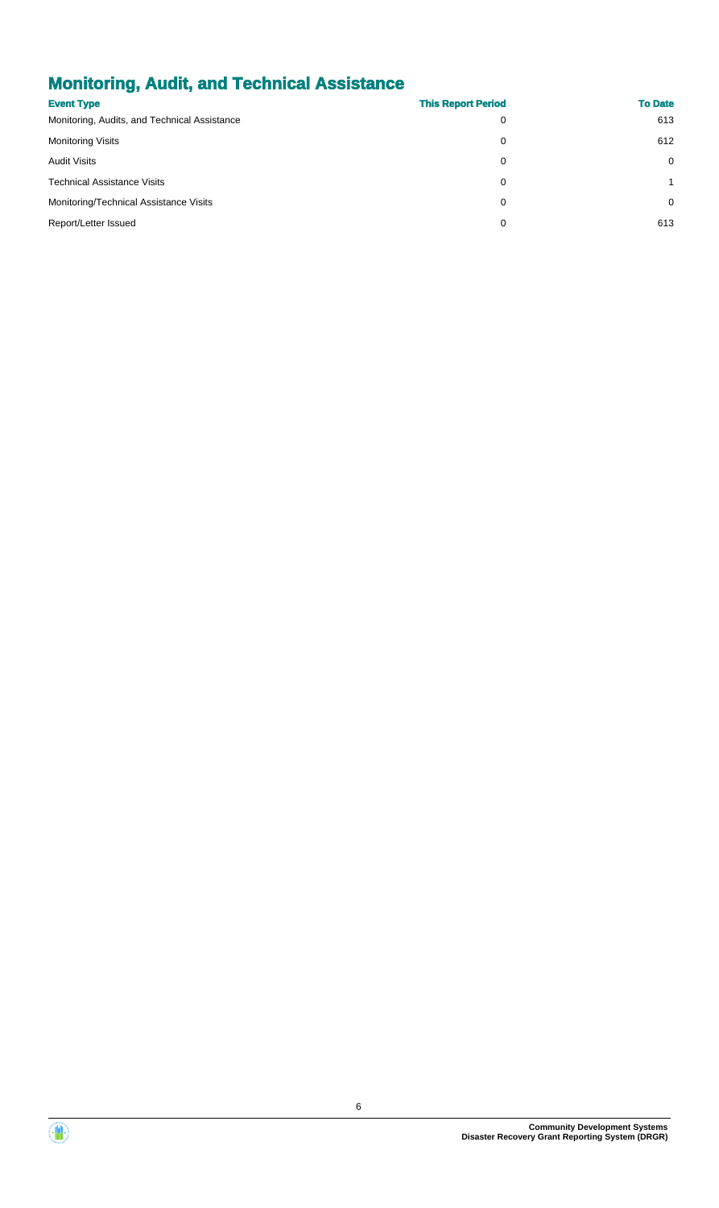# Monitoring, Audit, and Technical Assistance

| Event Type | This Report Period | To Date |
| --- | --- | --- |
| Monitoring, Audits, and Technical Assistance | 0 | 613 |
| Monitoring Visits | 0 | 612 |
| Audit Visits | 0 | 0 |
| Technical Assistance Visits | 0 | 1 |
| Monitoring/Technical Assistance Visits | 0 | 0 |
| Report/Letter Issued | 0 | 613 |